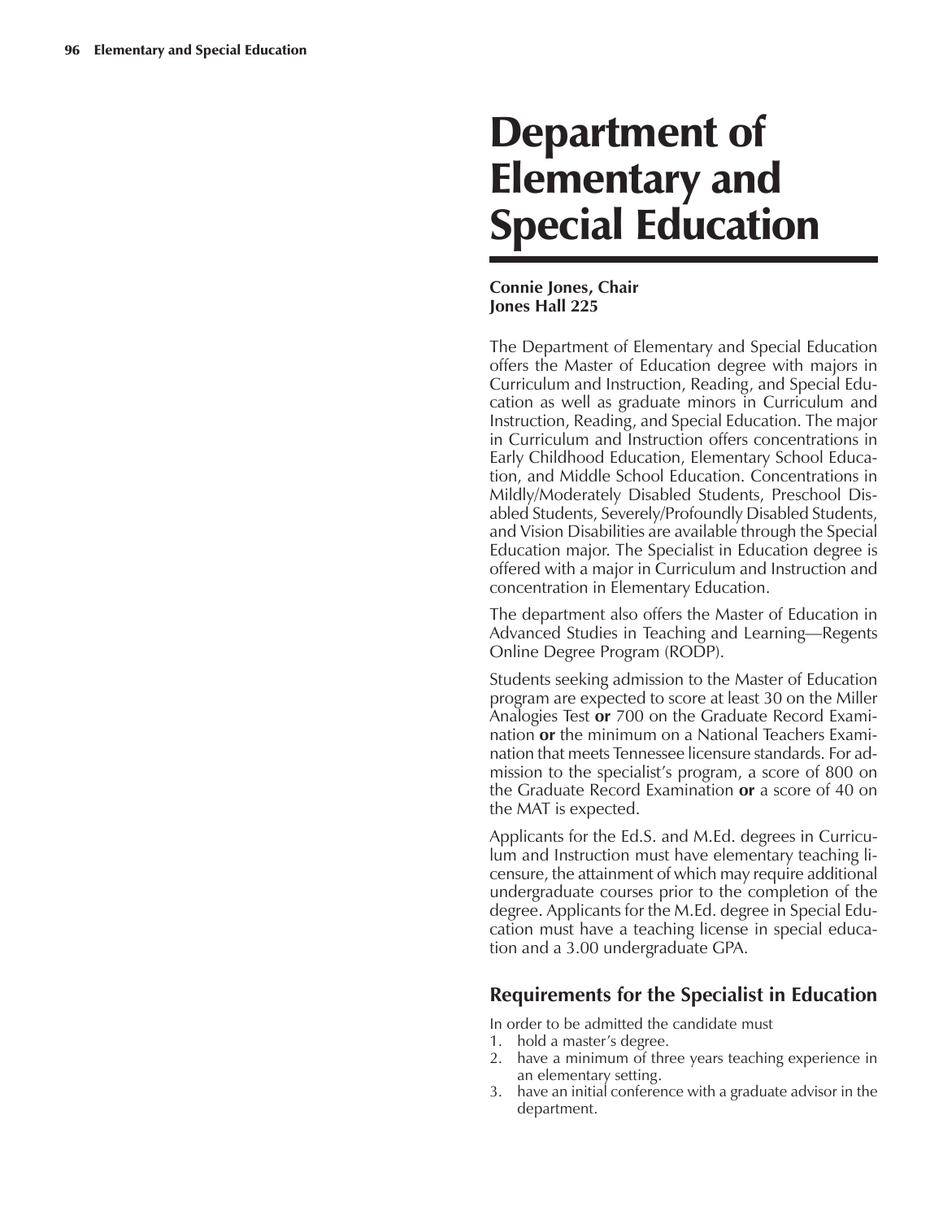# Department of Elementary and Special Education

**Connie Jones, Chair**
**Jones Hall 225**

The Department of Elementary and Special Education offers the Master of Education degree with majors in Curriculum and Instruction, Reading, and Special Education as well as graduate minors in Curriculum and Instruction, Reading, and Special Education. The major in Curriculum and Instruction offers concentrations in Early Childhood Education, Elementary School Education, and Middle School Education. Concentrations in Mildly/Moderately Disabled Students, Preschool Disabled Students, Severely/Profoundly Disabled Students, and Vision Disabilities are available through the Special Education major. The Specialist in Education degree is offered with a major in Curriculum and Instruction and concentration in Elementary Education.

The department also offers the Master of Education in Advanced Studies in Teaching and Learning—Regents Online Degree Program (RODP).

Students seeking admission to the Master of Education program are expected to score at least 30 on the Miller Analogies Test **or** 700 on the Graduate Record Examination **or** the minimum on a National Teachers Examination that meets Tennessee licensure standards. For admission to the specialist's program, a score of 800 on the Graduate Record Examination **or** a score of 40 on the MAT is expected.

Applicants for the Ed.S. and M.Ed. degrees in Curriculum and Instruction must have elementary teaching licensure, the attainment of which may require additional undergraduate courses prior to the completion of the degree. Applicants for the M.Ed. degree in Special Education must have a teaching license in special education and a 3.00 undergraduate GPA.

## Requirements for the Specialist in Education

In order to be admitted the candidate must

1. hold a master's degree.
2. have a minimum of three years teaching experience in an elementary setting.
3. have an initial conference with a graduate advisor in the department.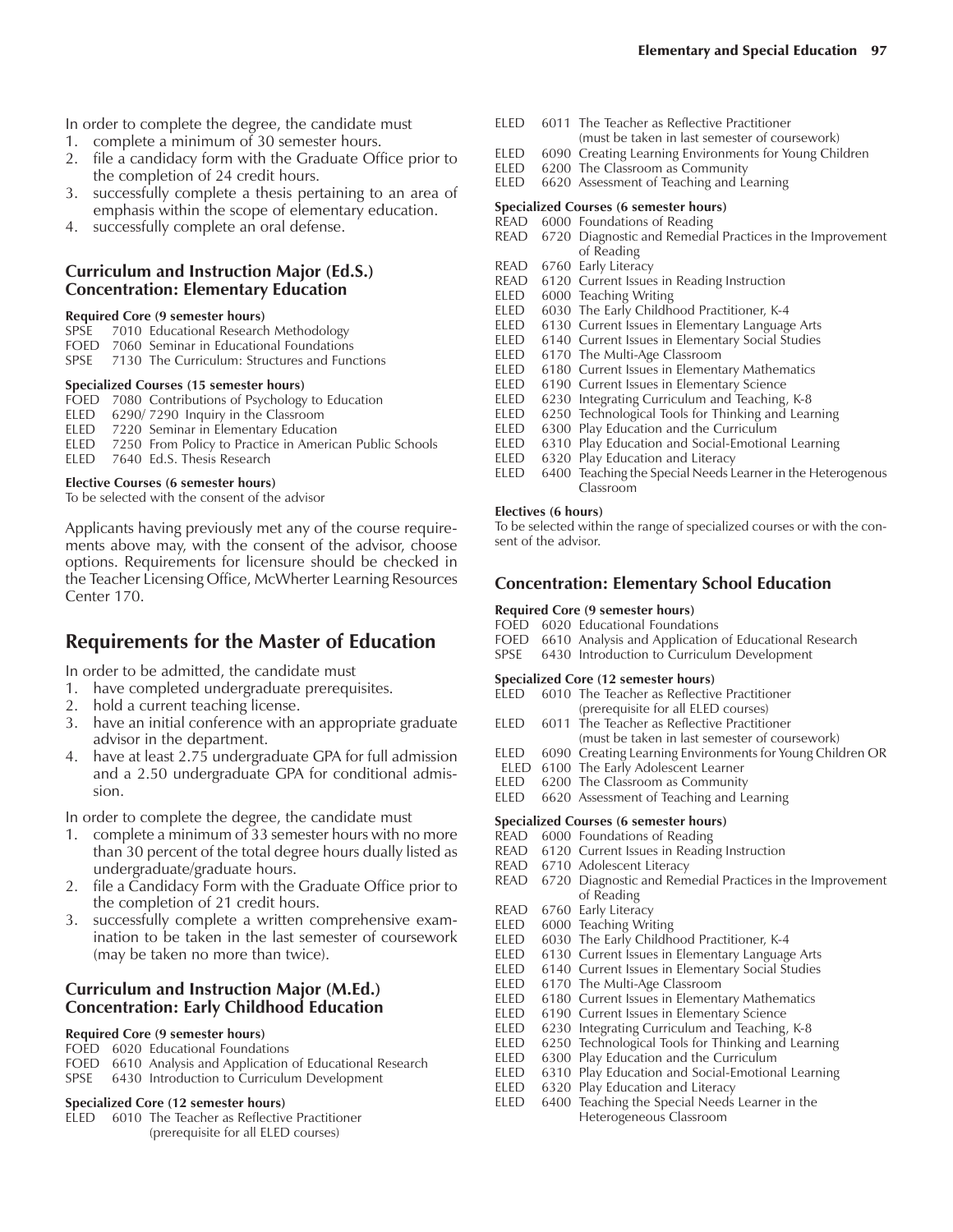In order to complete the degree, the candidate must

1. complete a minimum of 30 semester hours.
2. file a candidacy form with the Graduate Office prior to the completion of 24 credit hours.
3. successfully complete a thesis pertaining to an area of emphasis within the scope of elementary education.
4. successfully complete an oral defense.

### Curriculum and Instruction Major (Ed.S.) Concentration: Elementary Education

**Required Core (9 semester hours)**

SPSE 7010 Educational Research Methodology
FOED 7060 Seminar in Educational Foundations
SPSE 7130 The Curriculum: Structures and Functions

**Specialized Courses (15 semester hours)**

FOED 7080 Contributions of Psychology to Education
ELED 6290/ 7290 Inquiry in the Classroom
ELED 7220 Seminar in Elementary Education
ELED 7250 From Policy to Practice in American Public Schools
ELED 7640 Ed.S. Thesis Research

**Elective Courses (6 semester hours)**

To be selected with the consent of the advisor

Applicants having previously met any of the course requirements above may, with the consent of the advisor, choose options. Requirements for licensure should be checked in the Teacher Licensing Office, McWherter Learning Resources Center 170.

## Requirements for the Master of Education

In order to be admitted, the candidate must

1. have completed undergraduate prerequisites.
2. hold a current teaching license.
3. have an initial conference with an appropriate graduate advisor in the department.
4. have at least 2.75 undergraduate GPA for full admission and a 2.50 undergraduate GPA for conditional admission.

In order to complete the degree, the candidate must

1. complete a minimum of 33 semester hours with no more than 30 percent of the total degree hours dually listed as undergraduate/graduate hours.
2. file a Candidacy Form with the Graduate Office prior to the completion of 21 credit hours.
3. successfully complete a written comprehensive examination to be taken in the last semester of coursework (may be taken no more than twice).

### Curriculum and Instruction Major (M.Ed.) Concentration: Early Childhood Education

**Required Core (9 semester hours)**

FOED 6020 Educational Foundations
FOED 6610 Analysis and Application of Educational Research
SPSE 6430 Introduction to Curriculum Development

**Specialized Core (12 semester hours)**

ELED 6010 The Teacher as Reflective Practitioner (prerequisite for all ELED courses)
ELED 6011 The Teacher as Reflective Practitioner (must be taken in last semester of coursework)
ELED 6090 Creating Learning Environments for Young Children
ELED 6200 The Classroom as Community
ELED 6620 Assessment of Teaching and Learning

**Specialized Courses (6 semester hours)**

READ 6000 Foundations of Reading
READ 6720 Diagnostic and Remedial Practices in the Improvement of Reading
READ 6760 Early Literacy
READ 6120 Current Issues in Reading Instruction
ELED 6000 Teaching Writing
ELED 6030 The Early Childhood Practitioner, K-4
ELED 6130 Current Issues in Elementary Language Arts
ELED 6140 Current Issues in Elementary Social Studies
ELED 6170 The Multi-Age Classroom
ELED 6180 Current Issues in Elementary Mathematics
ELED 6190 Current Issues in Elementary Science
ELED 6230 Integrating Curriculum and Teaching, K-8
ELED 6250 Technological Tools for Thinking and Learning
ELED 6300 Play Education and the Curriculum
ELED 6310 Play Education and Social-Emotional Learning
ELED 6320 Play Education and Literacy
ELED 6400 Teaching the Special Needs Learner in the Heterogenous Classroom

**Electives (6 hours)**

To be selected within the range of specialized courses or with the consent of the advisor.

### Concentration: Elementary School Education

**Required Core (9 semester hours)**

FOED 6020 Educational Foundations
FOED 6610 Analysis and Application of Educational Research
SPSE 6430 Introduction to Curriculum Development

**Specialized Core (12 semester hours)**

ELED 6010 The Teacher as Reflective Practitioner (prerequisite for all ELED courses)
ELED 6011 The Teacher as Reflective Practitioner (must be taken in last semester of coursework)
ELED 6090 Creating Learning Environments for Young Children OR
ELED 6100 The Early Adolescent Learner
ELED 6200 The Classroom as Community
ELED 6620 Assessment of Teaching and Learning

**Specialized Courses (6 semester hours)**

READ 6000 Foundations of Reading
READ 6120 Current Issues in Reading Instruction
READ 6710 Adolescent Literacy
READ 6720 Diagnostic and Remedial Practices in the Improvement of Reading
READ 6760 Early Literacy
ELED 6000 Teaching Writing
ELED 6030 The Early Childhood Practitioner, K-4
ELED 6130 Current Issues in Elementary Language Arts
ELED 6140 Current Issues in Elementary Social Studies
ELED 6170 The Multi-Age Classroom
ELED 6180 Current Issues in Elementary Mathematics
ELED 6190 Current Issues in Elementary Science
ELED 6230 Integrating Curriculum and Teaching, K-8
ELED 6250 Technological Tools for Thinking and Learning
ELED 6300 Play Education and the Curriculum
ELED 6310 Play Education and Social-Emotional Learning
ELED 6320 Play Education and Literacy
ELED 6400 Teaching the Special Needs Learner in the Heterogeneous Classroom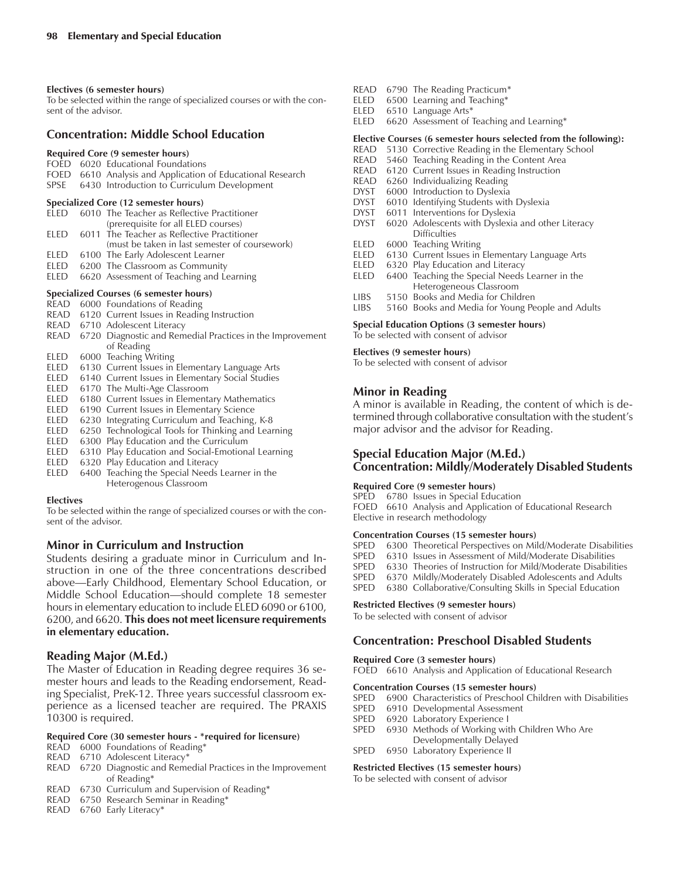**Electives (6 semester hours)**
To be selected within the range of specialized courses or with the consent of the advisor.

## Concentration: Middle School Education

**Required Core (9 semester hours)**
FOED 6020 Educational Foundations
FOED 6610 Analysis and Application of Educational Research
SPSE 6430 Introduction to Curriculum Development

**Specialized Core (12 semester hours)**
ELED 6010 The Teacher as Reflective Practitioner (prerequisite for all ELED courses)
ELED 6011 The Teacher as Reflective Practitioner (must be taken in last semester of coursework)
ELED 6100 The Early Adolescent Learner
ELED 6200 The Classroom as Community
ELED 6620 Assessment of Teaching and Learning

**Specialized Courses (6 semester hours)**
READ 6000 Foundations of Reading
READ 6120 Current Issues in Reading Instruction
READ 6710 Adolescent Literacy
READ 6720 Diagnostic and Remedial Practices in the Improvement of Reading
ELED 6000 Teaching Writing
ELED 6130 Current Issues in Elementary Language Arts
ELED 6140 Current Issues in Elementary Social Studies
ELED 6170 The Multi-Age Classroom
ELED 6180 Current Issues in Elementary Mathematics
ELED 6190 Current Issues in Elementary Science
ELED 6230 Integrating Curriculum and Teaching, K-8
ELED 6250 Technological Tools for Thinking and Learning
ELED 6300 Play Education and the Curriculum
ELED 6310 Play Education and Social-Emotional Learning
ELED 6320 Play Education and Literacy
ELED 6400 Teaching the Special Needs Learner in the Heterogenous Classroom

**Electives**
To be selected within the range of specialized courses or with the consent of the advisor.

## Minor in Curriculum and Instruction

Students desiring a graduate minor in Curriculum and Instruction in one of the three concentrations described above—Early Childhood, Elementary School Education, or Middle School Education—should complete 18 semester hours in elementary education to include ELED 6090 or 6100, 6200, and 6620. **This does not meet licensure requirements in elementary education.**

## Reading Major (M.Ed.)

The Master of Education in Reading degree requires 36 semester hours and leads to the Reading endorsement, Reading Specialist, PreK-12. Three years successful classroom experience as a licensed teacher are required. The PRAXIS 10300 is required.

**Required Core (30 semester hours - *required for licensure)**
READ 6000 Foundations of Reading*
READ 6710 Adolescent Literacy*
READ 6720 Diagnostic and Remedial Practices in the Improvement of Reading*
READ 6730 Curriculum and Supervision of Reading*
READ 6750 Research Seminar in Reading*
READ 6760 Early Literacy*
READ 6790 The Reading Practicum*
ELED 6500 Learning and Teaching*
ELED 6510 Language Arts*
ELED 6620 Assessment of Teaching and Learning*

**Elective Courses (6 semester hours selected from the following):**
READ 5130 Corrective Reading in the Elementary School
READ 5460 Teaching Reading in the Content Area
READ 6120 Current Issues in Reading Instruction
READ 6260 Individualizing Reading
DYST 6000 Introduction to Dyslexia
DYST 6010 Identifying Students with Dyslexia
DYST 6011 Interventions for Dyslexia
DYST 6020 Adolescents with Dyslexia and other Literacy Difficulties
ELED 6000 Teaching Writing
ELED 6130 Current Issues in Elementary Language Arts
ELED 6320 Play Education and Literacy
ELED 6400 Teaching the Special Needs Learner in the Heterogeneous Classroom
LIBS 5150 Books and Media for Children
LIBS 5160 Books and Media for Young People and Adults

**Special Education Options (3 semester hours)**
To be selected with consent of advisor

**Electives (9 semester hours)**
To be selected with consent of advisor

## Minor in Reading

A minor is available in Reading, the content of which is determined through collaborative consultation with the student's major advisor and the advisor for Reading.

## Special Education Major (M.Ed.)
## Concentration: Mildly/Moderately Disabled Students

**Required Core (9 semester hours)**
SPED 6780 Issues in Special Education
FOED 6610 Analysis and Application of Educational Research
Elective in research methodology

**Concentration Courses (15 semester hours)**
SPED 6300 Theoretical Perspectives on Mild/Moderate Disabilities
SPED 6310 Issues in Assessment of Mild/Moderate Disabilities
SPED 6330 Theories of Instruction for Mild/Moderate Disabilities
SPED 6370 Mildly/Moderately Disabled Adolescents and Adults
SPED 6380 Collaborative/Consulting Skills in Special Education

**Restricted Electives (9 semester hours)**
To be selected with consent of advisor

## Concentration: Preschool Disabled Students

**Required Core (3 semester hours)**
FOED 6610 Analysis and Application of Educational Research

**Concentration Courses (15 semester hours)**
SPED 6900 Characteristics of Preschool Children with Disabilities
SPED 6910 Developmental Assessment
SPED 6920 Laboratory Experience I
SPED 6930 Methods of Working with Children Who Are Developmentally Delayed
SPED 6950 Laboratory Experience II

**Restricted Electives (15 semester hours)**
To be selected with consent of advisor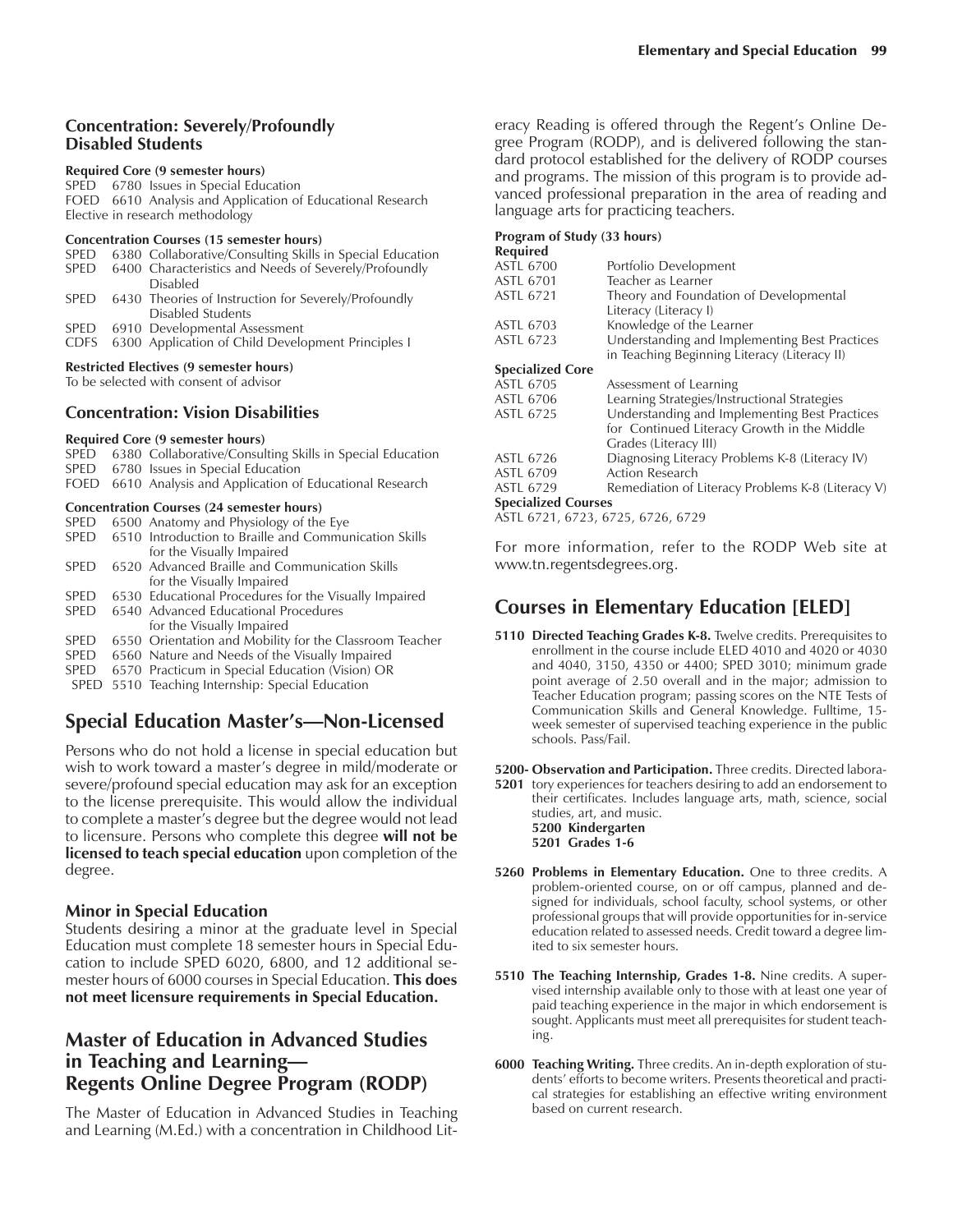### Concentration: Severely/Profoundly Disabled Students

**Required Core (9 semester hours)**

SPED 6780 Issues in Special Education
FOED 6610 Analysis and Application of Educational Research
Elective in research methodology

**Concentration Courses (15 semester hours)**

SPED 6380 Collaborative/Consulting Skills in Special Education
SPED 6400 Characteristics and Needs of Severely/Profoundly Disabled
SPED 6430 Theories of Instruction for Severely/Profoundly Disabled Students
SPED 6910 Developmental Assessment
CDFS 6300 Application of Child Development Principles I

**Restricted Electives (9 semester hours)**

To be selected with consent of advisor

### Concentration: Vision Disabilities

**Required Core (9 semester hours)**

SPED 6380 Collaborative/Consulting Skills in Special Education
SPED 6780 Issues in Special Education
FOED 6610 Analysis and Application of Educational Research

**Concentration Courses (24 semester hours)**

SPED 6500 Anatomy and Physiology of the Eye
SPED 6510 Introduction to Braille and Communication Skills for the Visually Impaired
SPED 6520 Advanced Braille and Communication Skills for the Visually Impaired
SPED 6530 Educational Procedures for the Visually Impaired
SPED 6540 Advanced Educational Procedures for the Visually Impaired
SPED 6550 Orientation and Mobility for the Classroom Teacher
SPED 6560 Nature and Needs of the Visually Impaired
SPED 6570 Practicum in Special Education (Vision) OR
SPED 5510 Teaching Internship: Special Education

## Special Education Master's—Non-Licensed

Persons who do not hold a license in special education but wish to work toward a master's degree in mild/moderate or severe/profound special education may ask for an exception to the license prerequisite. This would allow the individual to complete a master's degree but the degree would not lead to licensure. Persons who complete this degree **will not be licensed to teach special education** upon completion of the degree.

### Minor in Special Education

Students desiring a minor at the graduate level in Special Education must complete 18 semester hours in Special Education to include SPED 6020, 6800, and 12 additional semester hours of 6000 courses in Special Education. **This does not meet licensure requirements in Special Education.**

## Master of Education in Advanced Studies in Teaching and Learning— Regents Online Degree Program (RODP)

The Master of Education in Advanced Studies in Teaching and Learning (M.Ed.) with a concentration in Childhood Literacy Reading is offered through the Regent's Online Degree Program (RODP), and is delivered following the standard protocol established for the delivery of RODP courses and programs. The mission of this program is to provide advanced professional preparation in the area of reading and language arts for practicing teachers.

**Program of Study (33 hours)**

**Required**

ASTL 6700 Portfolio Development
ASTL 6701 Teacher as Learner
ASTL 6721 Theory and Foundation of Developmental Literacy (Literacy I)
ASTL 6703 Knowledge of the Learner
ASTL 6723 Understanding and Implementing Best Practices in Teaching Beginning Literacy (Literacy II)

**Specialized Core**

ASTL 6705 Assessment of Learning
ASTL 6706 Learning Strategies/Instructional Strategies
ASTL 6725 Understanding and Implementing Best Practices for Continued Literacy Growth in the Middle Grades (Literacy III)
ASTL 6726 Diagnosing Literacy Problems K-8 (Literacy IV)
ASTL 6709 Action Research
ASTL 6729 Remediation of Literacy Problems K-8 (Literacy V)

**Specialized Courses**

ASTL 6721, 6723, 6725, 6726, 6729

For more information, refer to the RODP Web site at www.tn.regentsdegrees.org.

## Courses in Elementary Education [ELED]

**5110 Directed Teaching Grades K-8.** Twelve credits. Prerequisites to enrollment in the course include ELED 4010 and 4020 or 4030 and 4040, 3150, 4350 or 4400; SPED 3010; minimum grade point average of 2.50 overall and in the major; admission to Teacher Education program; passing scores on the NTE Tests of Communication Skills and General Knowledge. Fulltime, 15-week semester of supervised teaching experience in the public schools. Pass/Fail.

**5200-5201 Observation and Participation.** Three credits. Directed laboratory experiences for teachers desiring to add an endorsement to their certificates. Includes language arts, math, science, social studies, art, and music.
**5200 Kindergarten**
**5201 Grades 1-6**

**5260 Problems in Elementary Education.** One to three credits. A problem-oriented course, on or off campus, planned and designed for individuals, school faculty, school systems, or other professional groups that will provide opportunities for in-service education related to assessed needs. Credit toward a degree limited to six semester hours.

**5510 The Teaching Internship, Grades 1-8.** Nine credits. A supervised internship available only to those with at least one year of paid teaching experience in the major in which endorsement is sought. Applicants must meet all prerequisites for student teaching.

**6000 Teaching Writing.** Three credits. An in-depth exploration of students' efforts to become writers. Presents theoretical and practical strategies for establishing an effective writing environment based on current research.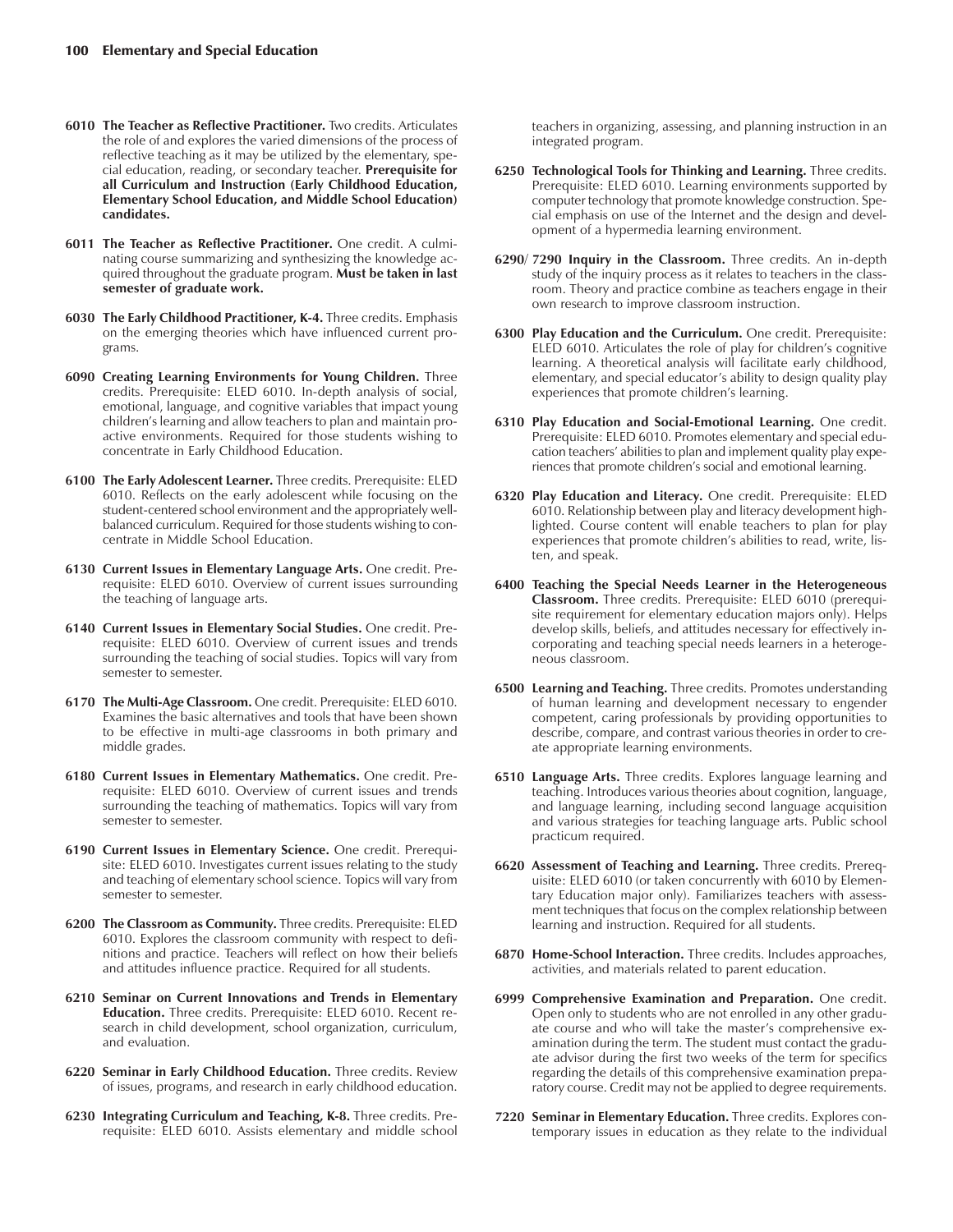**6010 The Teacher as Reflective Practitioner.** Two credits. Articulates the role of and explores the varied dimensions of the process of reflective teaching as it may be utilized by the elementary, special education, reading, or secondary teacher. **Prerequisite for all Curriculum and Instruction (Early Childhood Education, Elementary School Education, and Middle School Education) candidates.**

**6011 The Teacher as Reflective Practitioner.** One credit. A culminating course summarizing and synthesizing the knowledge acquired throughout the graduate program. **Must be taken in last semester of graduate work.**

**6030 The Early Childhood Practitioner, K-4.** Three credits. Emphasis on the emerging theories which have influenced current programs.

**6090 Creating Learning Environments for Young Children.** Three credits. Prerequisite: ELED 6010. In-depth analysis of social, emotional, language, and cognitive variables that impact young children's learning and allow teachers to plan and maintain proactive environments. Required for those students wishing to concentrate in Early Childhood Education.

**6100 The Early Adolescent Learner.** Three credits. Prerequisite: ELED 6010. Reflects on the early adolescent while focusing on the student-centered school environment and the appropriately well-balanced curriculum. Required for those students wishing to concentrate in Middle School Education.

**6130 Current Issues in Elementary Language Arts.** One credit. Prerequisite: ELED 6010. Overview of current issues surrounding the teaching of language arts.

**6140 Current Issues in Elementary Social Studies.** One credit. Prerequisite: ELED 6010. Overview of current issues and trends surrounding the teaching of social studies. Topics will vary from semester to semester.

**6170 The Multi-Age Classroom.** One credit. Prerequisite: ELED 6010. Examines the basic alternatives and tools that have been shown to be effective in multi-age classrooms in both primary and middle grades.

**6180 Current Issues in Elementary Mathematics.** One credit. Prerequisite: ELED 6010. Overview of current issues and trends surrounding the teaching of mathematics. Topics will vary from semester to semester.

**6190 Current Issues in Elementary Science.** One credit. Prerequisite: ELED 6010. Investigates current issues relating to the study and teaching of elementary school science. Topics will vary from semester to semester.

**6200 The Classroom as Community.** Three credits. Prerequisite: ELED 6010. Explores the classroom community with respect to definitions and practice. Teachers will reflect on how their beliefs and attitudes influence practice. Required for all students.

**6210 Seminar on Current Innovations and Trends in Elementary Education.** Three credits. Prerequisite: ELED 6010. Recent research in child development, school organization, curriculum, and evaluation.

**6220 Seminar in Early Childhood Education.** Three credits. Review of issues, programs, and research in early childhood education.

**6230 Integrating Curriculum and Teaching, K-8.** Three credits. Prerequisite: ELED 6010. Assists elementary and middle school teachers in organizing, assessing, and planning instruction in an integrated program.

**6250 Technological Tools for Thinking and Learning.** Three credits. Prerequisite: ELED 6010. Learning environments supported by computer technology that promote knowledge construction. Special emphasis on use of the Internet and the design and development of a hypermedia learning environment.

**6290/ 7290 Inquiry in the Classroom.** Three credits. An in-depth study of the inquiry process as it relates to teachers in the classroom. Theory and practice combine as teachers engage in their own research to improve classroom instruction.

**6300 Play Education and the Curriculum.** One credit. Prerequisite: ELED 6010. Articulates the role of play for children's cognitive learning. A theoretical analysis will facilitate early childhood, elementary, and special educator's ability to design quality play experiences that promote children's learning.

**6310 Play Education and Social-Emotional Learning.** One credit. Prerequisite: ELED 6010. Promotes elementary and special education teachers' abilities to plan and implement quality play experiences that promote children's social and emotional learning.

**6320 Play Education and Literacy.** One credit. Prerequisite: ELED 6010. Relationship between play and literacy development highlighted. Course content will enable teachers to plan for play experiences that promote children's abilities to read, write, listen, and speak.

**6400 Teaching the Special Needs Learner in the Heterogeneous Classroom.** Three credits. Prerequisite: ELED 6010 (prerequisite requirement for elementary education majors only). Helps develop skills, beliefs, and attitudes necessary for effectively incorporating and teaching special needs learners in a heterogeneous classroom.

**6500 Learning and Teaching.** Three credits. Promotes understanding of human learning and development necessary to engender competent, caring professionals by providing opportunities to describe, compare, and contrast various theories in order to create appropriate learning environments.

**6510 Language Arts.** Three credits. Explores language learning and teaching. Introduces various theories about cognition, language, and language learning, including second language acquisition and various strategies for teaching language arts. Public school practicum required.

**6620 Assessment of Teaching and Learning.** Three credits. Prerequisite: ELED 6010 (or taken concurrently with 6010 by Elementary Education major only). Familiarizes teachers with assessment techniques that focus on the complex relationship between learning and instruction. Required for all students.

**6870 Home-School Interaction.** Three credits. Includes approaches, activities, and materials related to parent education.

**6999 Comprehensive Examination and Preparation.** One credit. Open only to students who are not enrolled in any other graduate course and who will take the master's comprehensive examination during the term. The student must contact the graduate advisor during the first two weeks of the term for specifics regarding the details of this comprehensive examination preparatory course. Credit may not be applied to degree requirements.

**7220 Seminar in Elementary Education.** Three credits. Explores contemporary issues in education as they relate to the individual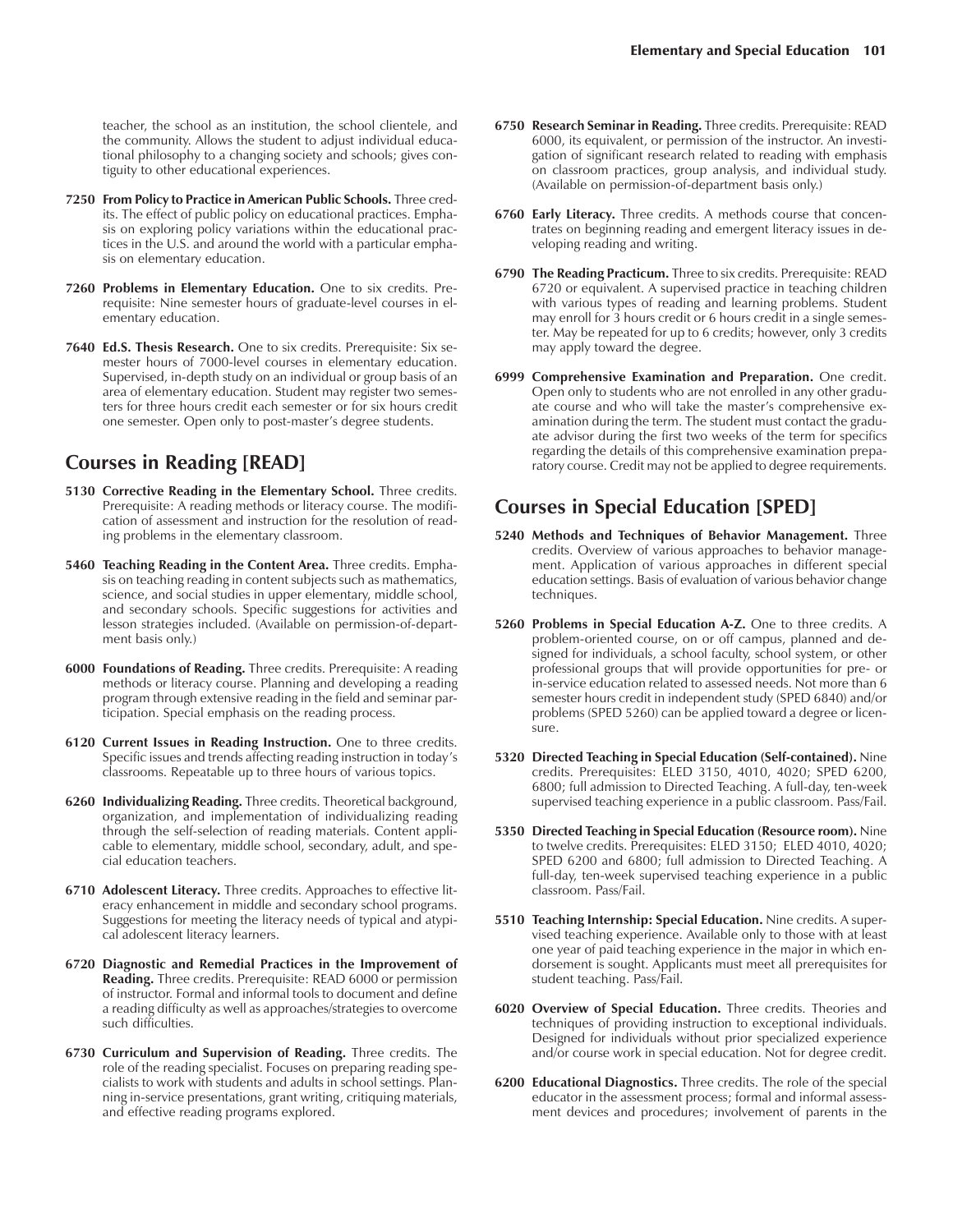teacher, the school as an institution, the school clientele, and the community. Allows the student to adjust individual educational philosophy to a changing society and schools; gives contiguity to other educational experiences.

**7250 From Policy to Practice in American Public Schools.** Three credits. The effect of public policy on educational practices. Emphasis on exploring policy variations within the educational practices in the U.S. and around the world with a particular emphasis on elementary education.

**7260 Problems in Elementary Education.** One to six credits. Prerequisite: Nine semester hours of graduate-level courses in elementary education.

**7640 Ed.S. Thesis Research.** One to six credits. Prerequisite: Six semester hours of 7000-level courses in elementary education. Supervised, in-depth study on an individual or group basis of an area of elementary education. Student may register two semesters for three hours credit each semester or for six hours credit one semester. Open only to post-master's degree students.

## Courses in Reading [READ]

**5130 Corrective Reading in the Elementary School.** Three credits. Prerequisite: A reading methods or literacy course. The modification of assessment and instruction for the resolution of reading problems in the elementary classroom.

**5460 Teaching Reading in the Content Area.** Three credits. Emphasis on teaching reading in content subjects such as mathematics, science, and social studies in upper elementary, middle school, and secondary schools. Specific suggestions for activities and lesson strategies included. (Available on permission-of-department basis only.)

**6000 Foundations of Reading.** Three credits. Prerequisite: A reading methods or literacy course. Planning and developing a reading program through extensive reading in the field and seminar participation. Special emphasis on the reading process.

**6120 Current Issues in Reading Instruction.** One to three credits. Specific issues and trends affecting reading instruction in today's classrooms. Repeatable up to three hours of various topics.

**6260 Individualizing Reading.** Three credits. Theoretical background, organization, and implementation of individualizing reading through the self-selection of reading materials. Content applicable to elementary, middle school, secondary, adult, and special education teachers.

**6710 Adolescent Literacy.** Three credits. Approaches to effective literacy enhancement in middle and secondary school programs. Suggestions for meeting the literacy needs of typical and atypical adolescent literacy learners.

**6720 Diagnostic and Remedial Practices in the Improvement of Reading.** Three credits. Prerequisite: READ 6000 or permission of instructor. Formal and informal tools to document and define a reading difficulty as well as approaches/strategies to overcome such difficulties.

**6730 Curriculum and Supervision of Reading.** Three credits. The role of the reading specialist. Focuses on preparing reading specialists to work with students and adults in school settings. Planning in-service presentations, grant writing, critiquing materials, and effective reading programs explored.

**6750 Research Seminar in Reading.** Three credits. Prerequisite: READ 6000, its equivalent, or permission of the instructor. An investigation of significant research related to reading with emphasis on classroom practices, group analysis, and individual study. (Available on permission-of-department basis only.)

**6760 Early Literacy.** Three credits. A methods course that concentrates on beginning reading and emergent literacy issues in developing reading and writing.

**6790 The Reading Practicum.** Three to six credits. Prerequisite: READ 6720 or equivalent. A supervised practice in teaching children with various types of reading and learning problems. Student may enroll for 3 hours credit or 6 hours credit in a single semester. May be repeated for up to 6 credits; however, only 3 credits may apply toward the degree.

**6999 Comprehensive Examination and Preparation.** One credit. Open only to students who are not enrolled in any other graduate course and who will take the master's comprehensive examination during the term. The student must contact the graduate advisor during the first two weeks of the term for specifics regarding the details of this comprehensive examination preparatory course. Credit may not be applied to degree requirements.

## Courses in Special Education [SPED]

**5240 Methods and Techniques of Behavior Management.** Three credits. Overview of various approaches to behavior management. Application of various approaches in different special education settings. Basis of evaluation of various behavior change techniques.

**5260 Problems in Special Education A-Z.** One to three credits. A problem-oriented course, on or off campus, planned and designed for individuals, a school faculty, school system, or other professional groups that will provide opportunities for pre- or in-service education related to assessed needs. Not more than 6 semester hours credit in independent study (SPED 6840) and/or problems (SPED 5260) can be applied toward a degree or licensure.

**5320 Directed Teaching in Special Education (Self-contained).** Nine credits. Prerequisites: ELED 3150, 4010, 4020; SPED 6200, 6800; full admission to Directed Teaching. A full-day, ten-week supervised teaching experience in a public classroom. Pass/Fail.

**5350 Directed Teaching in Special Education (Resource room).** Nine to twelve credits. Prerequisites: ELED 3150; ELED 4010, 4020; SPED 6200 and 6800; full admission to Directed Teaching. A full-day, ten-week supervised teaching experience in a public classroom. Pass/Fail.

**5510 Teaching Internship: Special Education.** Nine credits. A supervised teaching experience. Available only to those with at least one year of paid teaching experience in the major in which endorsement is sought. Applicants must meet all prerequisites for student teaching. Pass/Fail.

**6020 Overview of Special Education.** Three credits. Theories and techniques of providing instruction to exceptional individuals. Designed for individuals without prior specialized experience and/or course work in special education. Not for degree credit.

**6200 Educational Diagnostics.** Three credits. The role of the special educator in the assessment process; formal and informal assessment devices and procedures; involvement of parents in the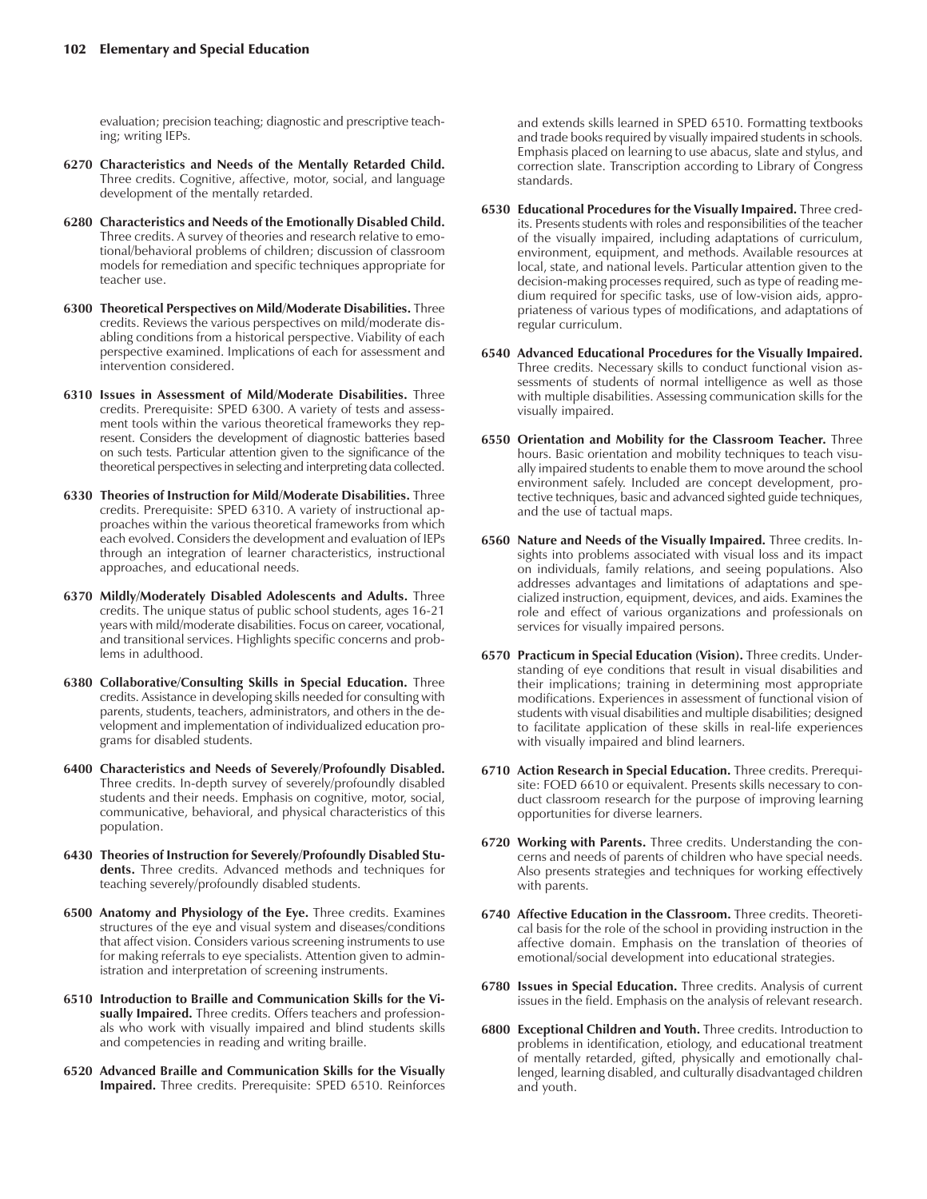evaluation; precision teaching; diagnostic and prescriptive teaching; writing IEPs.

**6270 Characteristics and Needs of the Mentally Retarded Child.** Three credits. Cognitive, affective, motor, social, and language development of the mentally retarded.

**6280 Characteristics and Needs of the Emotionally Disabled Child.** Three credits. A survey of theories and research relative to emotional/behavioral problems of children; discussion of classroom models for remediation and specific techniques appropriate for teacher use.

**6300 Theoretical Perspectives on Mild/Moderate Disabilities.** Three credits. Reviews the various perspectives on mild/moderate disabling conditions from a historical perspective. Viability of each perspective examined. Implications of each for assessment and intervention considered.

**6310 Issues in Assessment of Mild/Moderate Disabilities.** Three credits. Prerequisite: SPED 6300. A variety of tests and assessment tools within the various theoretical frameworks they represent. Considers the development of diagnostic batteries based on such tests. Particular attention given to the significance of the theoretical perspectives in selecting and interpreting data collected.

**6330 Theories of Instruction for Mild/Moderate Disabilities.** Three credits. Prerequisite: SPED 6310. A variety of instructional approaches within the various theoretical frameworks from which each evolved. Considers the development and evaluation of IEPs through an integration of learner characteristics, instructional approaches, and educational needs.

**6370 Mildly/Moderately Disabled Adolescents and Adults.** Three credits. The unique status of public school students, ages 16-21 years with mild/moderate disabilities. Focus on career, vocational, and transitional services. Highlights specific concerns and problems in adulthood.

**6380 Collaborative/Consulting Skills in Special Education.** Three credits. Assistance in developing skills needed for consulting with parents, students, teachers, administrators, and others in the development and implementation of individualized education programs for disabled students.

**6400 Characteristics and Needs of Severely/Profoundly Disabled.** Three credits. In-depth survey of severely/profoundly disabled students and their needs. Emphasis on cognitive, motor, social, communicative, behavioral, and physical characteristics of this population.

**6430 Theories of Instruction for Severely/Profoundly Disabled Students.** Three credits. Advanced methods and techniques for teaching severely/profoundly disabled students.

**6500 Anatomy and Physiology of the Eye.** Three credits. Examines structures of the eye and visual system and diseases/conditions that affect vision. Considers various screening instruments to use for making referrals to eye specialists. Attention given to administration and interpretation of screening instruments.

**6510 Introduction to Braille and Communication Skills for the Visually Impaired.** Three credits. Offers teachers and professionals who work with visually impaired and blind students skills and competencies in reading and writing braille.

**6520 Advanced Braille and Communication Skills for the Visually Impaired.** Three credits. Prerequisite: SPED 6510. Reinforces and extends skills learned in SPED 6510. Formatting textbooks and trade books required by visually impaired students in schools. Emphasis placed on learning to use abacus, slate and stylus, and correction slate. Transcription according to Library of Congress standards.

**6530 Educational Procedures for the Visually Impaired.** Three credits. Presents students with roles and responsibilities of the teacher of the visually impaired, including adaptations of curriculum, environment, equipment, and methods. Available resources at local, state, and national levels. Particular attention given to the decision-making processes required, such as type of reading medium required for specific tasks, use of low-vision aids, appropriateness of various types of modifications, and adaptations of regular curriculum.

**6540 Advanced Educational Procedures for the Visually Impaired.** Three credits. Necessary skills to conduct functional vision assessments of students of normal intelligence as well as those with multiple disabilities. Assessing communication skills for the visually impaired.

**6550 Orientation and Mobility for the Classroom Teacher.** Three hours. Basic orientation and mobility techniques to teach visually impaired students to enable them to move around the school environment safely. Included are concept development, protective techniques, basic and advanced sighted guide techniques, and the use of tactual maps.

**6560 Nature and Needs of the Visually Impaired.** Three credits. Insights into problems associated with visual loss and its impact on individuals, family relations, and seeing populations. Also addresses advantages and limitations of adaptations and specialized instruction, equipment, devices, and aids. Examines the role and effect of various organizations and professionals on services for visually impaired persons.

**6570 Practicum in Special Education (Vision).** Three credits. Understanding of eye conditions that result in visual disabilities and their implications; training in determining most appropriate modifications. Experiences in assessment of functional vision of students with visual disabilities and multiple disabilities; designed to facilitate application of these skills in real-life experiences with visually impaired and blind learners.

**6710 Action Research in Special Education.** Three credits. Prerequisite: FOED 6610 or equivalent. Presents skills necessary to conduct classroom research for the purpose of improving learning opportunities for diverse learners.

**6720 Working with Parents.** Three credits. Understanding the concerns and needs of parents of children who have special needs. Also presents strategies and techniques for working effectively with parents.

**6740 Affective Education in the Classroom.** Three credits. Theoretical basis for the role of the school in providing instruction in the affective domain. Emphasis on the translation of theories of emotional/social development into educational strategies.

**6780 Issues in Special Education.** Three credits. Analysis of current issues in the field. Emphasis on the analysis of relevant research.

**6800 Exceptional Children and Youth.** Three credits. Introduction to problems in identification, etiology, and educational treatment of mentally retarded, gifted, physically and emotionally challenged, learning disabled, and culturally disadvantaged children and youth.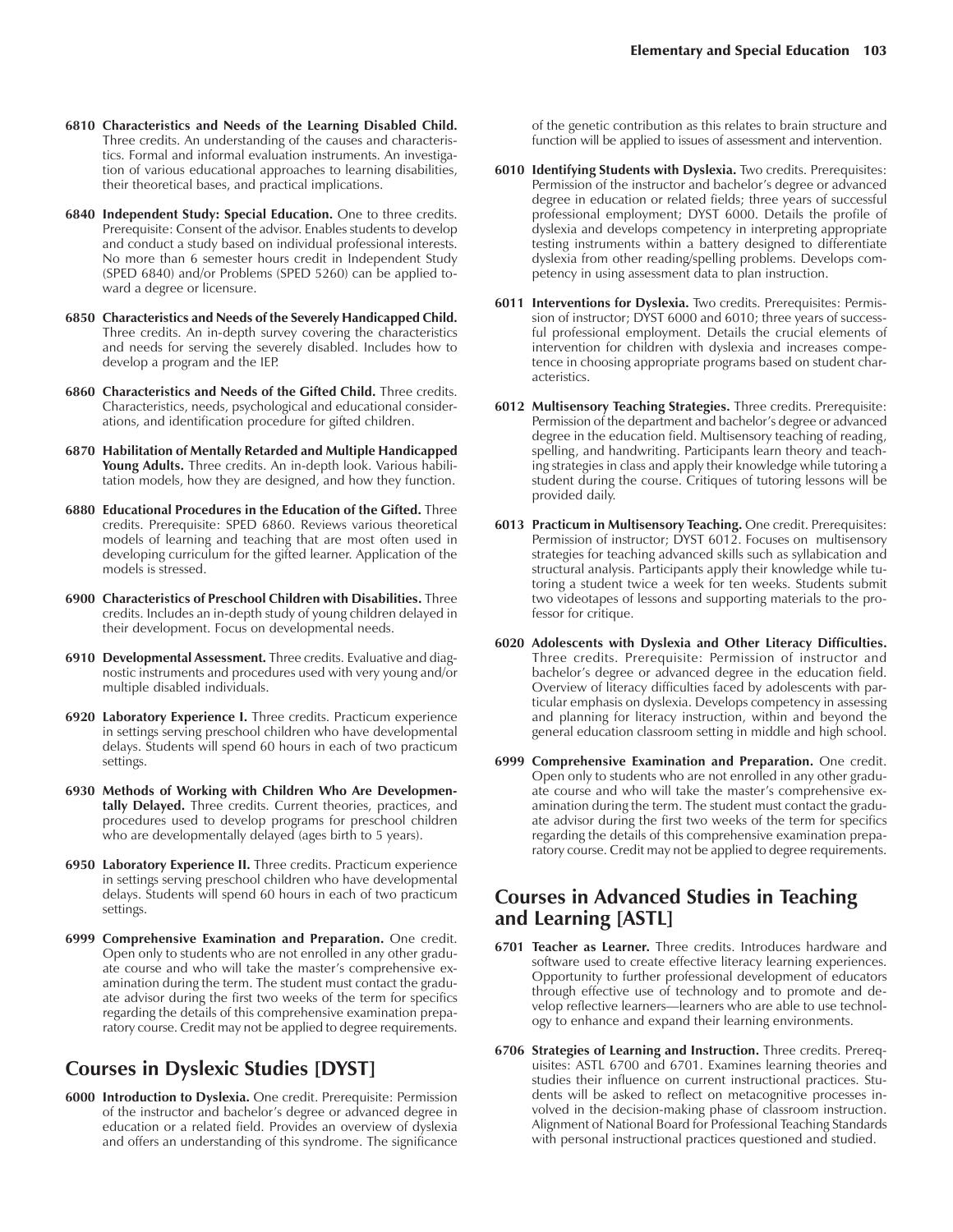**6810 Characteristics and Needs of the Learning Disabled Child.** Three credits. An understanding of the causes and characteristics. Formal and informal evaluation instruments. An investigation of various educational approaches to learning disabilities, their theoretical bases, and practical implications.

**6840 Independent Study: Special Education.** One to three credits. Prerequisite: Consent of the advisor. Enables students to develop and conduct a study based on individual professional interests. No more than 6 semester hours credit in Independent Study (SPED 6840) and/or Problems (SPED 5260) can be applied toward a degree or licensure.

**6850 Characteristics and Needs of the Severely Handicapped Child.** Three credits. An in-depth survey covering the characteristics and needs for serving the severely disabled. Includes how to develop a program and the IEP.

**6860 Characteristics and Needs of the Gifted Child.** Three credits. Characteristics, needs, psychological and educational considerations, and identification procedure for gifted children.

**6870 Habilitation of Mentally Retarded and Multiple Handicapped Young Adults.** Three credits. An in-depth look. Various habilitation models, how they are designed, and how they function.

**6880 Educational Procedures in the Education of the Gifted.** Three credits. Prerequisite: SPED 6860. Reviews various theoretical models of learning and teaching that are most often used in developing curriculum for the gifted learner. Application of the models is stressed.

**6900 Characteristics of Preschool Children with Disabilities.** Three credits. Includes an in-depth study of young children delayed in their development. Focus on developmental needs.

**6910 Developmental Assessment.** Three credits. Evaluative and diagnostic instruments and procedures used with very young and/or multiple disabled individuals.

**6920 Laboratory Experience I.** Three credits. Practicum experience in settings serving preschool children who have developmental delays. Students will spend 60 hours in each of two practicum settings.

**6930 Methods of Working with Children Who Are Developmentally Delayed.** Three credits. Current theories, practices, and procedures used to develop programs for preschool children who are developmentally delayed (ages birth to 5 years).

**6950 Laboratory Experience II.** Three credits. Practicum experience in settings serving preschool children who have developmental delays. Students will spend 60 hours in each of two practicum settings.

**6999 Comprehensive Examination and Preparation.** One credit. Open only to students who are not enrolled in any other graduate course and who will take the master's comprehensive examination during the term. The student must contact the graduate advisor during the first two weeks of the term for specifics regarding the details of this comprehensive examination preparatory course. Credit may not be applied to degree requirements.

## Courses in Dyslexic Studies [DYST]

**6000 Introduction to Dyslexia.** One credit. Prerequisite: Permission of the instructor and bachelor's degree or advanced degree in education or a related field. Provides an overview of dyslexia and offers an understanding of this syndrome. The significance of the genetic contribution as this relates to brain structure and function will be applied to issues of assessment and intervention.

**6010 Identifying Students with Dyslexia.** Two credits. Prerequisites: Permission of the instructor and bachelor's degree or advanced degree in education or related fields; three years of successful professional employment; DYST 6000. Details the profile of dyslexia and develops competency in interpreting appropriate testing instruments within a battery designed to differentiate dyslexia from other reading/spelling problems. Develops competency in using assessment data to plan instruction.

**6011 Interventions for Dyslexia.** Two credits. Prerequisites: Permission of instructor; DYST 6000 and 6010; three years of successful professional employment. Details the crucial elements of intervention for children with dyslexia and increases competence in choosing appropriate programs based on student characteristics.

**6012 Multisensory Teaching Strategies.** Three credits. Prerequisite: Permission of the department and bachelor's degree or advanced degree in the education field. Multisensory teaching of reading, spelling, and handwriting. Participants learn theory and teaching strategies in class and apply their knowledge while tutoring a student during the course. Critiques of tutoring lessons will be provided daily.

**6013 Practicum in Multisensory Teaching.** One credit. Prerequisites: Permission of instructor; DYST 6012. Focuses on multisensory strategies for teaching advanced skills such as syllabication and structural analysis. Participants apply their knowledge while tutoring a student twice a week for ten weeks. Students submit two videotapes of lessons and supporting materials to the professor for critique.

**6020 Adolescents with Dyslexia and Other Literacy Difficulties.** Three credits. Prerequisite: Permission of instructor and bachelor's degree or advanced degree in the education field. Overview of literacy difficulties faced by adolescents with particular emphasis on dyslexia. Develops competency in assessing and planning for literacy instruction, within and beyond the general education classroom setting in middle and high school.

**6999 Comprehensive Examination and Preparation.** One credit. Open only to students who are not enrolled in any other graduate course and who will take the master's comprehensive examination during the term. The student must contact the graduate advisor during the first two weeks of the term for specifics regarding the details of this comprehensive examination preparatory course. Credit may not be applied to degree requirements.

## Courses in Advanced Studies in Teaching and Learning [ASTL]

**6701 Teacher as Learner.** Three credits. Introduces hardware and software used to create effective literacy learning experiences. Opportunity to further professional development of educators through effective use of technology and to promote and develop reflective learners—learners who are able to use technology to enhance and expand their learning environments.

**6706 Strategies of Learning and Instruction.** Three credits. Prerequisites: ASTL 6700 and 6701. Examines learning theories and studies their influence on current instructional practices. Students will be asked to reflect on metacognitive processes involved in the decision-making phase of classroom instruction. Alignment of National Board for Professional Teaching Standards with personal instructional practices questioned and studied.